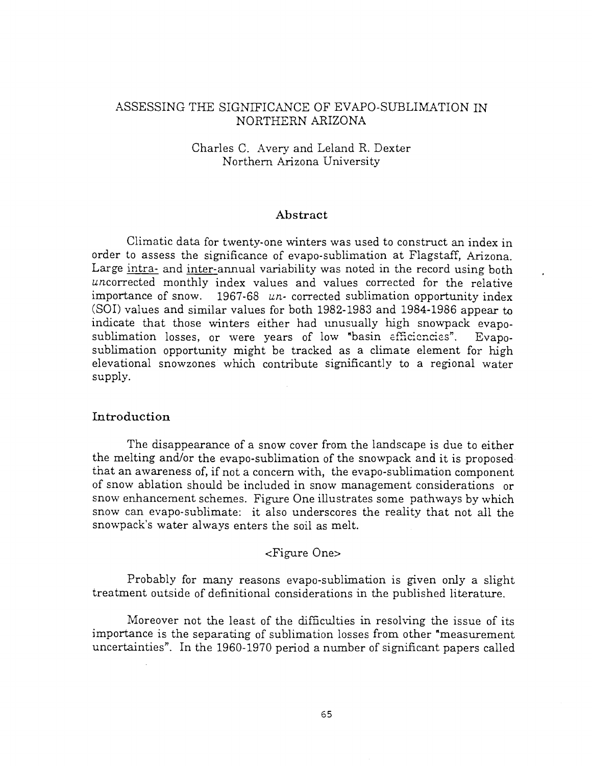# ASSESSING THE SIGNIFICANCE OF EVAPO-SUBLIMATION IN NORTHERN ARIZONA

Charles C. Avery and Leland R. Dexter
Northern Arizona University

## Abstract

Climatic data for twenty-one winters was used to construct an index in order to assess the significance of evapo-sublimation at Flagstaff, Arizona. Large intra- and inter-annual variability was noted in the record using both *un*corrected monthly index values and values corrected for the relative importance of snow. 1967-68 *un-* corrected sublimation opportunity index (SOI) values and similar values for both 1982-1983 and 1984-1986 appear to indicate that those winters either had unusually high snowpack evapo-sublimation losses, or were years of low "basin efficiencies". Evapo-sublimation opportunity might be tracked as a climate element for high elevational snowzones which contribute significantly to a regional water supply.

## Introduction

The disappearance of a snow cover from the landscape is due to either the melting and/or the evapo-sublimation of the snowpack and it is proposed that an awareness of, if not a concern with, the evapo-sublimation component of snow ablation should be included in snow management considerations or snow enhancement schemes. Figure One illustrates some pathways by which snow can evapo-sublimate: it also underscores the reality that not all the snowpack's water always enters the soil as melt.

<Figure One>

Probably for many reasons evapo-sublimation is given only a slight treatment outside of definitional considerations in the published literature.

Moreover not the least of the difficulties in resolving the issue of its importance is the separating of sublimation losses from other "measurement uncertainties". In the 1960-1970 period a number of significant papers called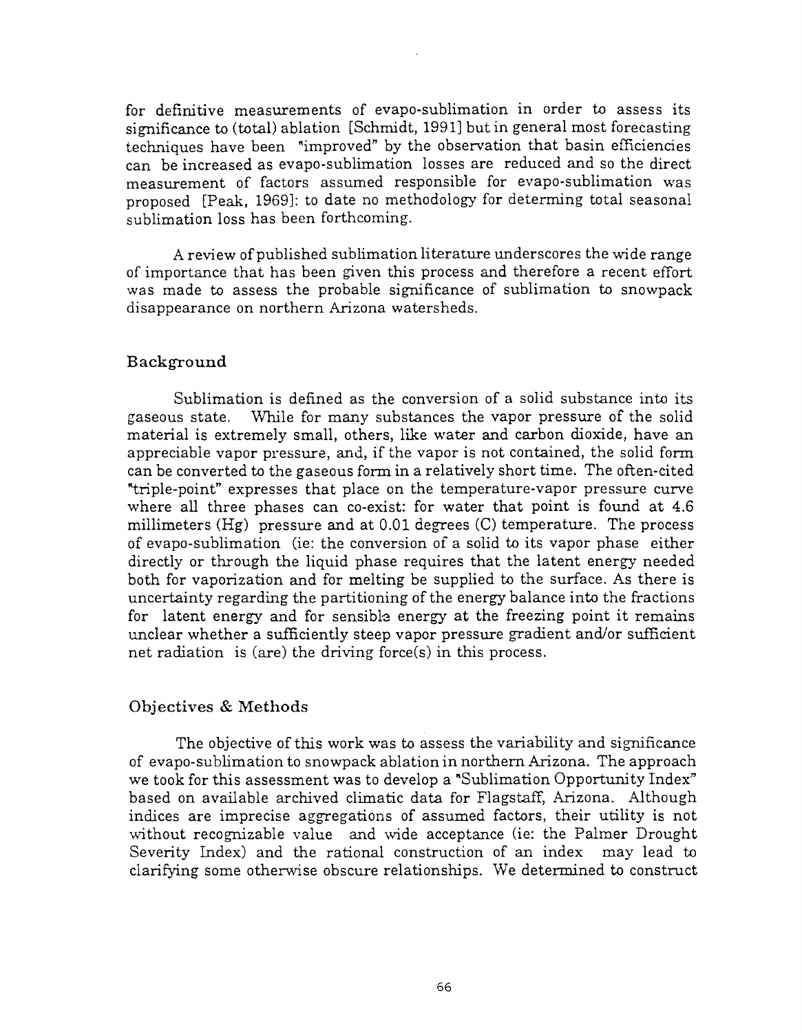for definitive measurements of evapo-sublimation in order to assess its significance to (total) ablation [Schmidt, 1991] but in general most forecasting techniques have been "improved" by the observation that basin efficiencies can be increased as evapo-sublimation losses are reduced and so the direct measurement of factors assumed responsible for evapo-sublimation was proposed [Peak, 1969]: to date no methodology for determing total seasonal sublimation loss has been forthcoming.

A review of published sublimation literature underscores the wide range of importance that has been given this process and therefore a recent effort was made to assess the probable significance of sublimation to snowpack disappearance on northern Arizona watersheds.

## Background

Sublimation is defined as the conversion of a solid substance into its gaseous state. While for many substances the vapor pressure of the solid material is extremely small, others, like water and carbon dioxide, have an appreciable vapor pressure, and, if the vapor is not contained, the solid form can be converted to the gaseous form in a relatively short time. The often-cited "triple-point" expresses that place on the temperature-vapor pressure curve where all three phases can co-exist: for water that point is found at 4.6 millimeters (Hg) pressure and at 0.01 degrees (C) temperature. The process of evapo-sublimation (ie: the conversion of a solid to its vapor phase either directly or through the liquid phase requires that the latent energy needed both for vaporization and for melting be supplied to the surface. As there is uncertainty regarding the partitioning of the energy balance into the fractions for latent energy and for sensible energy at the freezing point it remains unclear whether a sufficiently steep vapor pressure gradient and/or sufficient net radiation is (are) the driving force(s) in this process.

## Objectives & Methods

The objective of this work was to assess the variability and significance of evapo-sublimation to snowpack ablation in northern Arizona. The approach we took for this assessment was to develop a "Sublimation Opportunity Index" based on available archived climatic data for Flagstaff, Arizona. Although indices are imprecise aggregations of assumed factors, their utility is not without recognizable value and wide acceptance (ie: the Palmer Drought Severity Index) and the rational construction of an index may lead to clarifying some otherwise obscure relationships. We determined to construct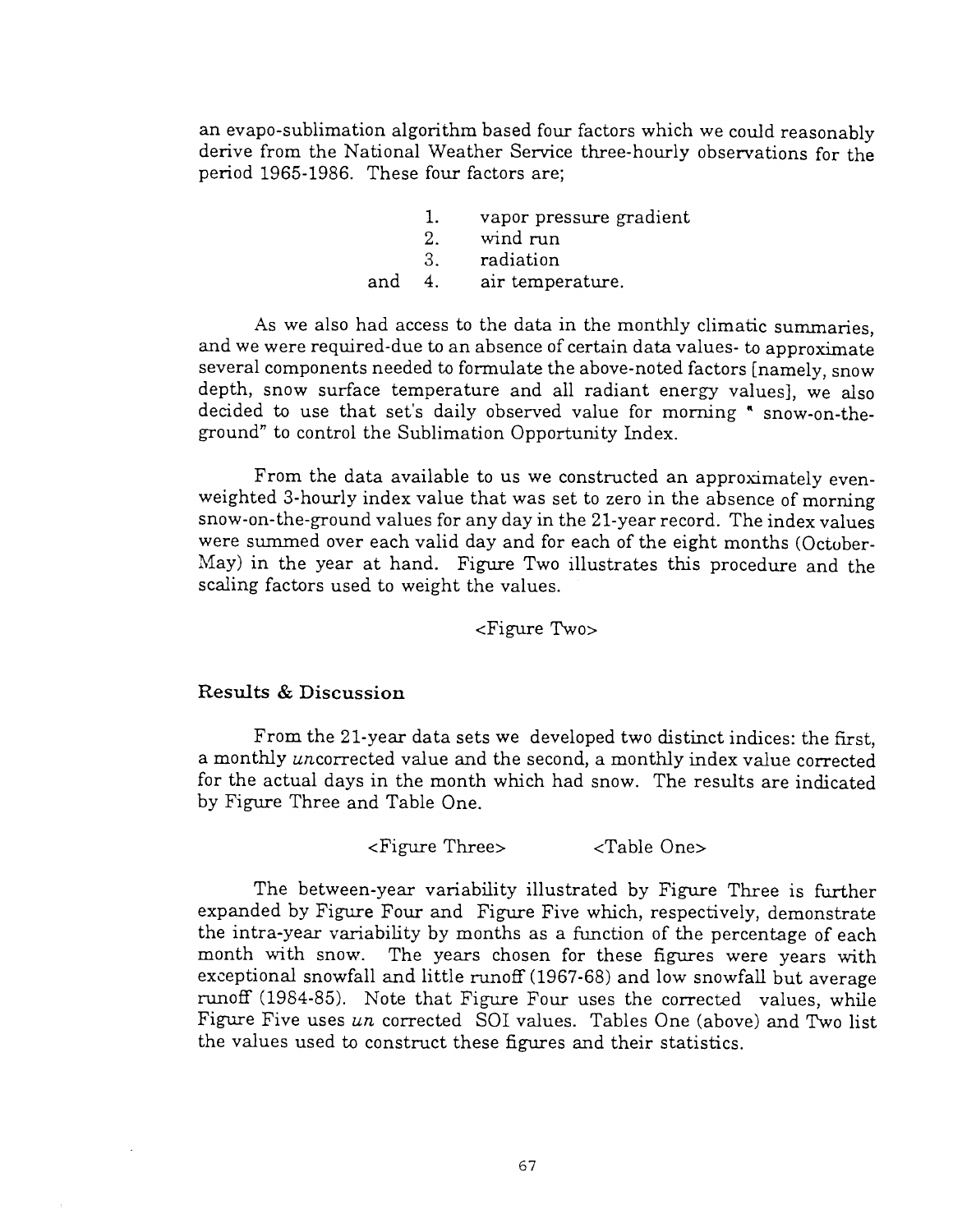an evapo-sublimation algorithm based four factors which we could reasonably derive from the National Weather Service three-hourly observations for the period 1965-1986. These four factors are;

1. vapor pressure gradient
2. wind run
3. radiation

and 4. air temperature.

As we also had access to the data in the monthly climatic summaries, and we were required-due to an absence of certain data values- to approximate several components needed to formulate the above-noted factors [namely, snow depth, snow surface temperature and all radiant energy values], we also decided to use that set's daily observed value for morning " snow-on-the-ground" to control the Sublimation Opportunity Index.

From the data available to us we constructed an approximately even-weighted 3-hourly index value that was set to zero in the absence of morning snow-on-the-ground values for any day in the 21-year record. The index values were summed over each valid day and for each of the eight months (October-May) in the year at hand. Figure Two illustrates this procedure and the scaling factors used to weight the values.

<Figure Two>

## Results & Discussion

From the 21-year data sets we developed two distinct indices: the first, a monthly *un*corrected value and the second, a monthly index value corrected for the actual days in the month which had snow. The results are indicated by Figure Three and Table One.

<Figure Three> <Table One>

The between-year variability illustrated by Figure Three is further expanded by Figure Four and Figure Five which, respectively, demonstrate the intra-year variability by months as a function of the percentage of each month with snow. The years chosen for these figures were years with exceptional snowfall and little runoff (1967-68) and low snowfall but average runoff (1984-85). Note that Figure Four uses the corrected values, while Figure Five uses *un* corrected SOI values. Tables One (above) and Two list the values used to construct these figures and their statistics.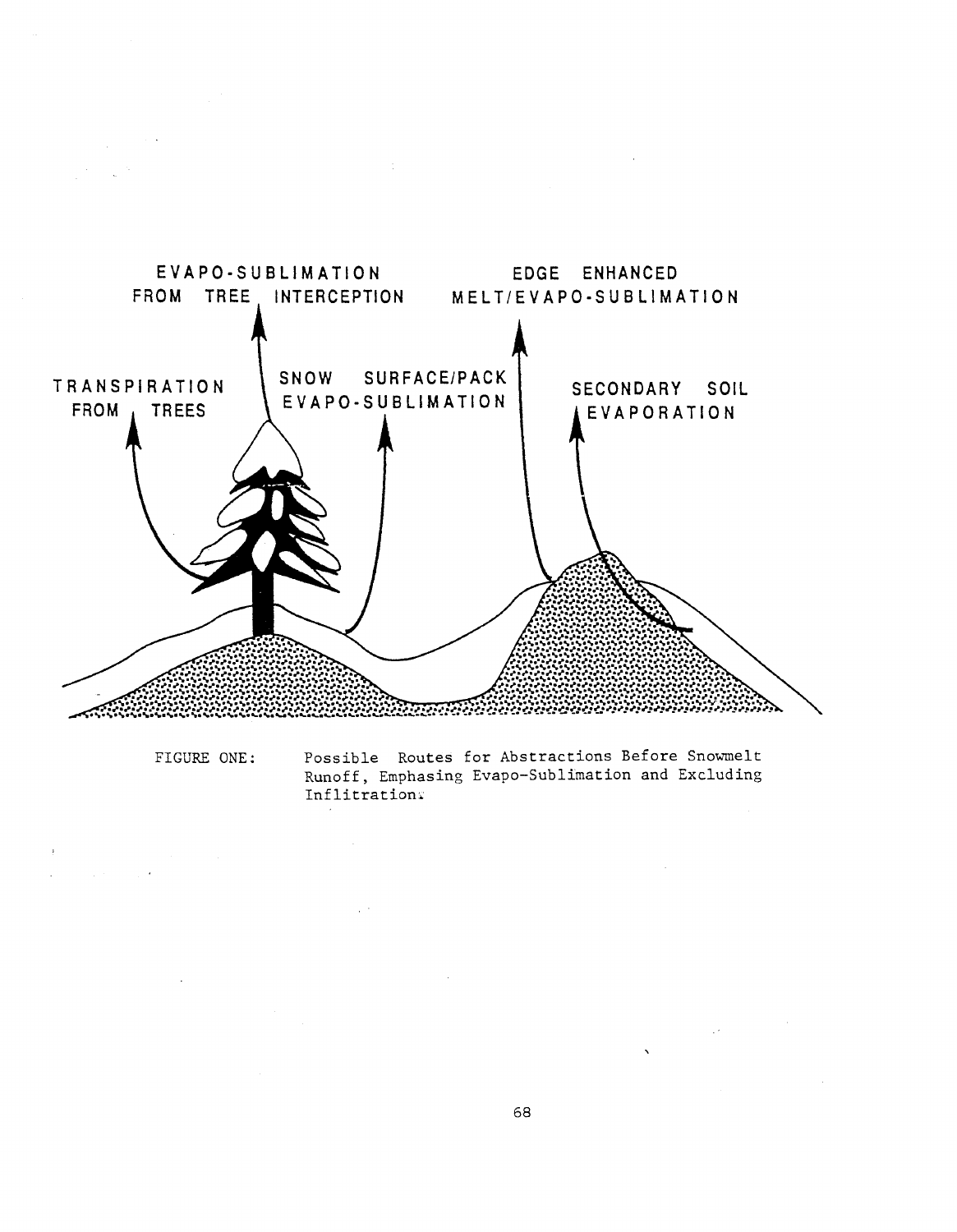EVAPO-SUBLIMATION FROM TREE INTERCEPTION

EDGE ENHANCED MELT/EVAPO-SUBLIMATION

TRANSPIRATION FROM TREES

SNOW SURFACE/PACK EVAPO-SUBLIMATION

SECONDARY SOIL EVAPORATION

FIGURE ONE: Possible Routes for Abstractions Before Snowmelt Runoff, Emphasing Evapo-Sublimation and Excluding Inflitration.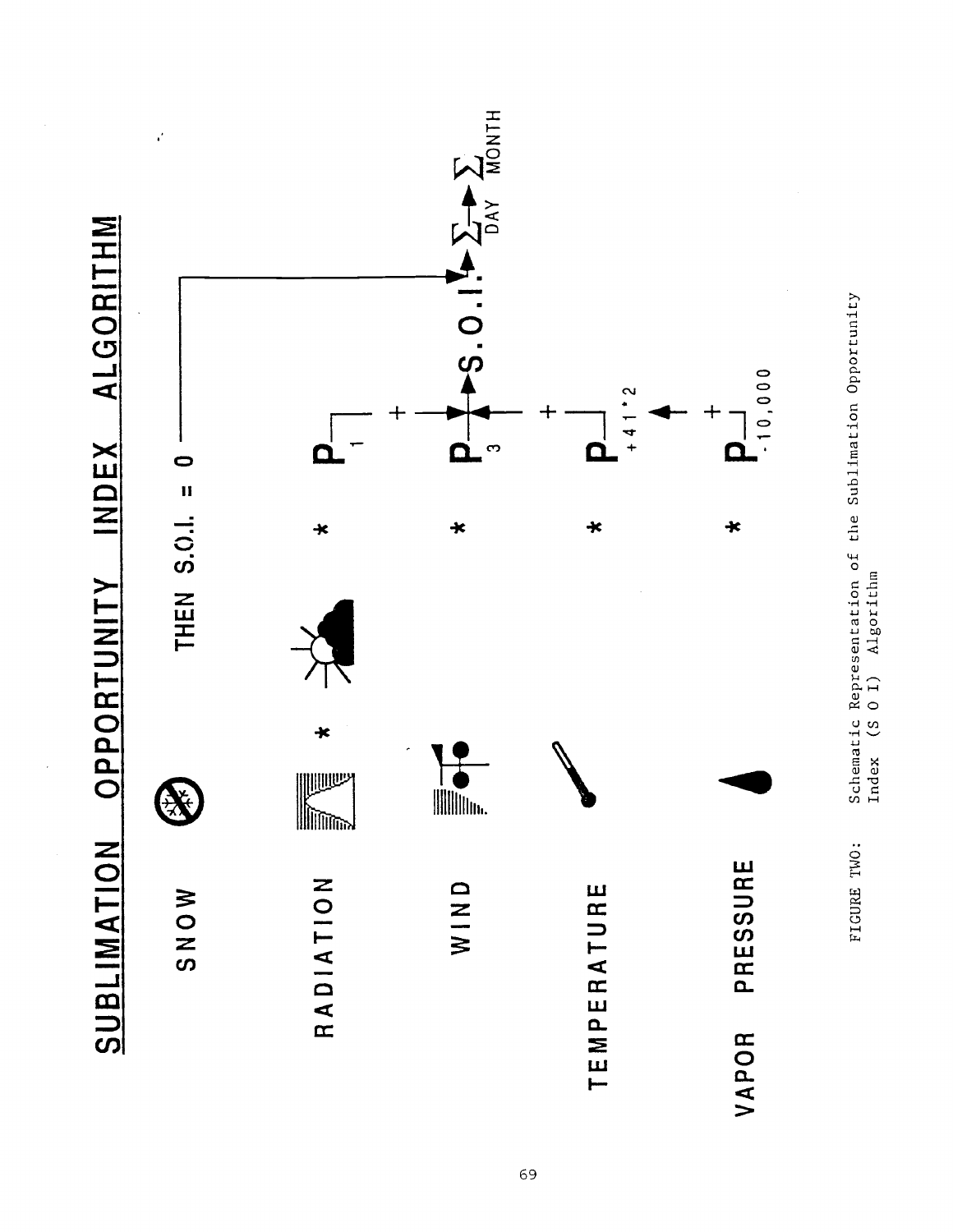# SUBLIMATION OPPORTUNITY INDEX ALGORITHM

SNOW — THEN S.O.I. = 0

RADIATION * * $P_1$

WIND * $P_3$

TEMPERATURE * $P_{+41 \cdot 2}$

VAPOR PRESSURE * $P_{\cdot 10,000}$

+ + + → S.O.I. → $\sum_{DAY}$ → $\sum_{MONTH}$

FIGURE TWO: Schematic Representation of the Sublimation Opportunity Index (S O I) Algorithm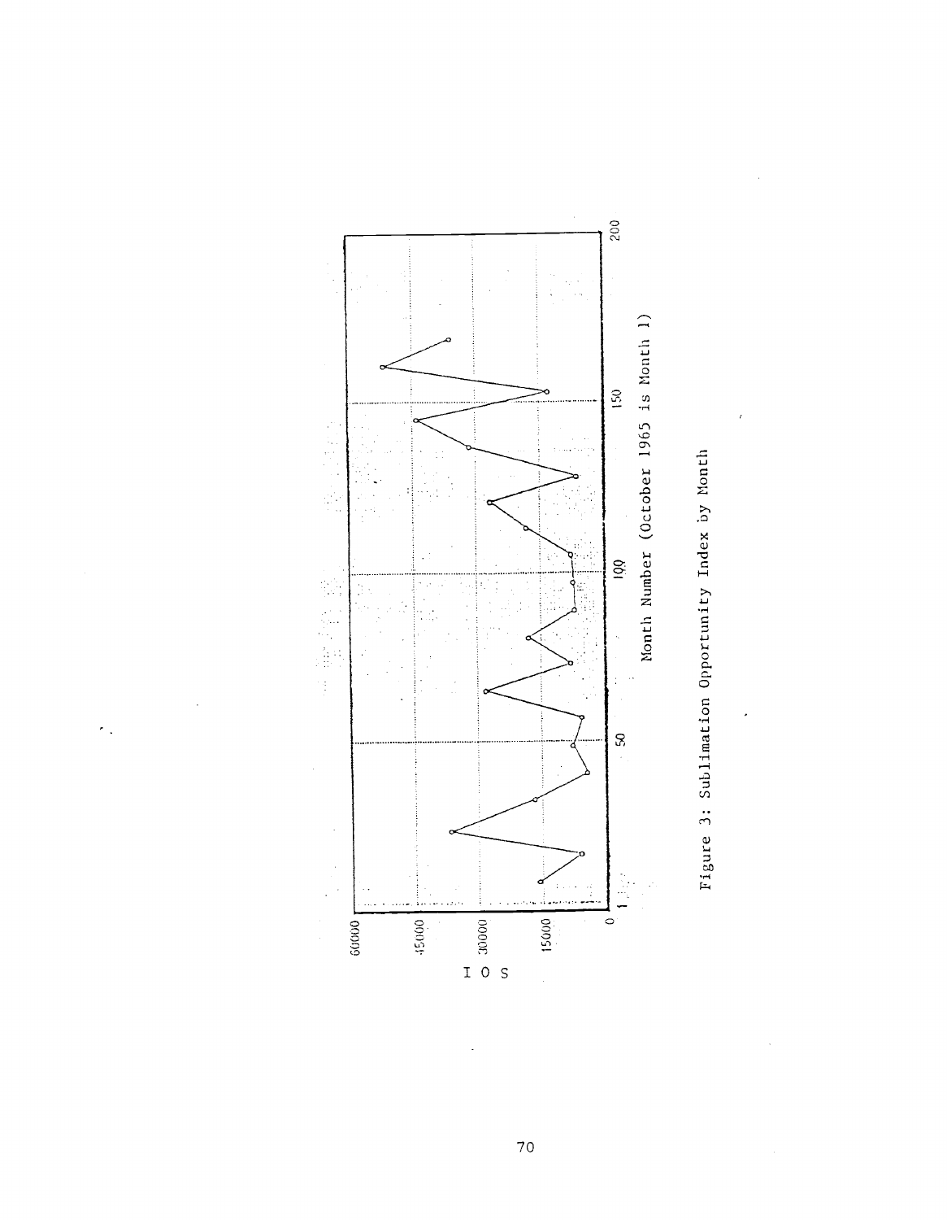Figure 3: Sublimation Opportunity Index by Month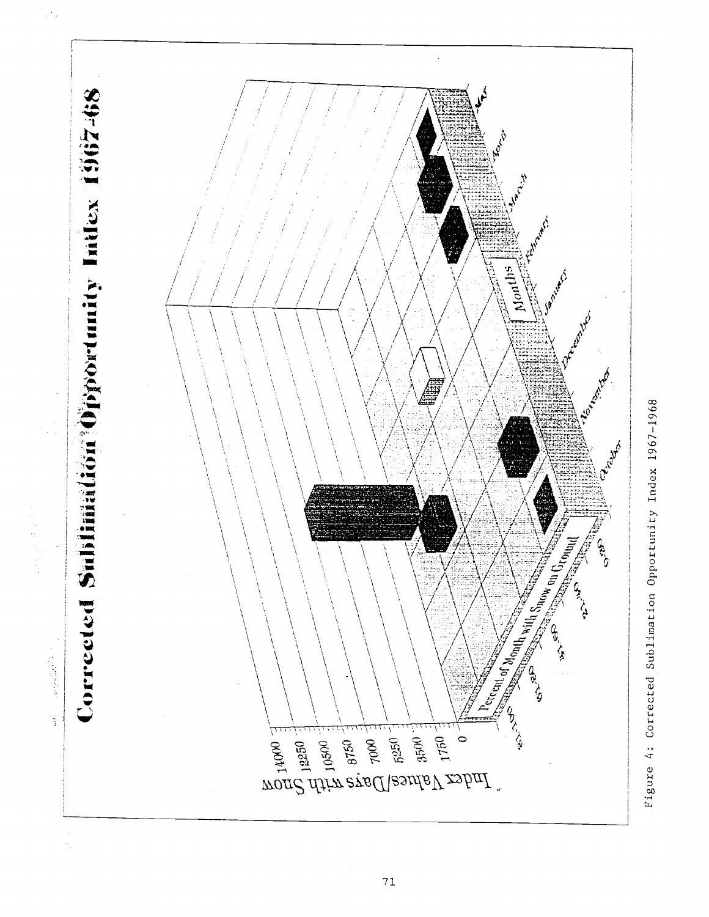# Corrected Sublimation Opportunity Index 1967-68

Index Values/Days with Snow

14000
12250
10500
8750
7000
5250
3500
1750
0

Percent of Month with Snow on Ground

Months

October, November, December, January, February, March, April, May

Figure 4: Corrected Sublimation Opportunity Index 1967-1968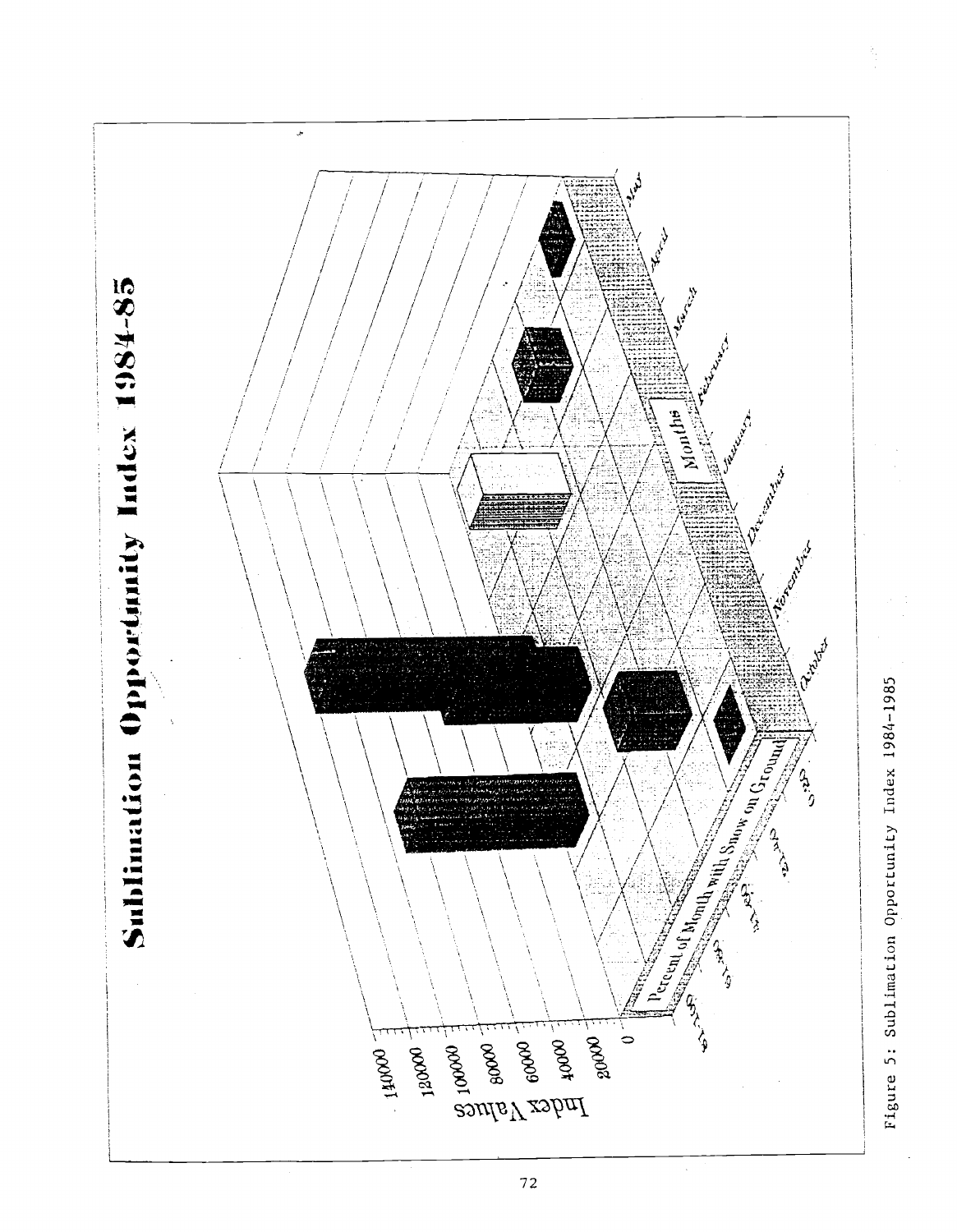# Sublimation Opportunity Index 1984-85

Index Values

140000
120000
100000
80000
60000
40000
20000
0

Percent of Month with Snow on Ground

Months

October November December January February March April May

Figure 5: Sublimation Opportunity Index 1984-1985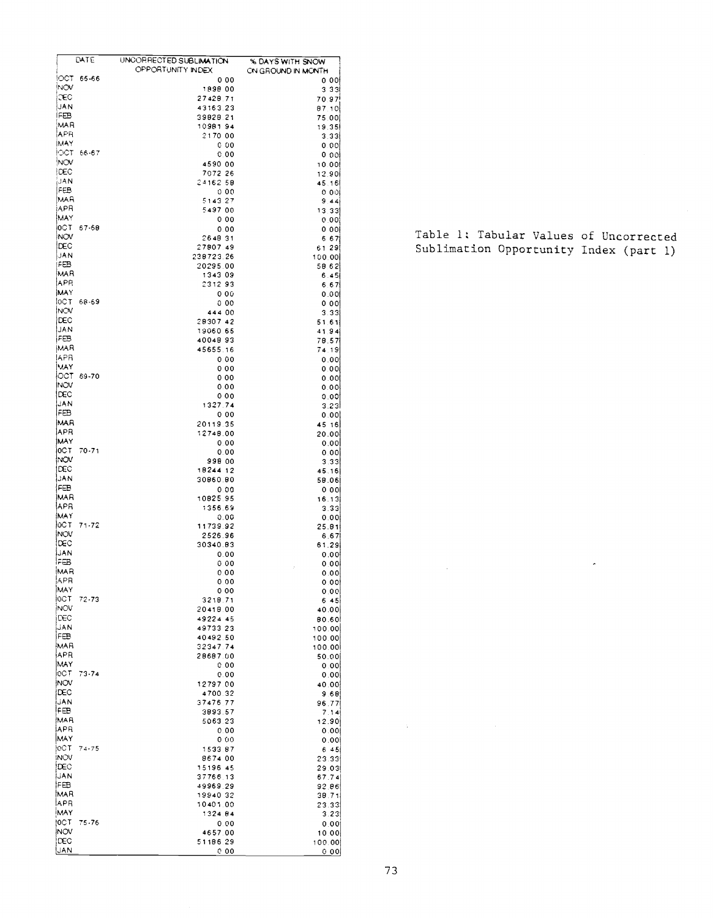| DATE | | UNCORRECTED SUBLIMATION OPPORTUNITY INDEX | % DAYS WITH SNOW ON GROUND IN MONTH |
|---|---|---|---|
| OCT | 65-66 | 0.00 | 0.00 |
| NOV | | 1898.00 | 3.33 |
| DEC | | 27428.71 | 70.97 |
| JAN | | 43163.23 | 87.10 |
| FEB | | 39828.21 | 75.00 |
| MAR | | 10981.94 | 19.35 |
| APR | | 2170.00 | 3.33 |
| MAY | | 0.00 | 0.00 |
| OCT | 66-67 | 0.00 | 0.00 |
| NOV | | 4590.00 | 10.00 |
| DEC | | 7072.26 | 12.90 |
| JAN | | 24162.58 | 45.16 |
| FEB | | 0.00 | 0.00 |
| MAR | | 5143.27 | 9.44 |
| APR | | 5497.00 | 13.33 |
| MAY | | 0.00 | 0.00 |
| OCT | 67-68 | 0.00 | 0.00 |
| NOV | | 2648.31 | 6.67 |
| DEC | | 27807.49 | 61.29 |
| JAN | | 238723.26 | 100.00 |
| FEB | | 20295.00 | 58.62 |
| MAR | | 1343.09 | 6.45 |
| APR | | 2312.93 | 6.67 |
| MAY | | 0.00 | 0.00 |
| OCT | 68-69 | 0.00 | 0.00 |
| NOV | | 444.00 | 3.33 |
| DEC | | 28307.42 | 51.61 |
| JAN | | 19060.65 | 41.94 |
| FEB | | 40048.93 | 78.57 |
| MAR | | 45655.16 | 74.19 |
| APR | | 0.00 | 0.00 |
| MAY | | 0.00 | 0.00 |
| OCT | 69-70 | 0.00 | 0.00 |
| NOV | | 0.00 | 0.00 |
| DEC | | 0.00 | 0.00 |
| JAN | | 1327.74 | 3.23 |
| FEB | | 0.00 | 0.00 |
| MAR | | 20119.35 | 45.16 |
| APR | | 12748.00 | 20.00 |
| MAY | | 0.00 | 0.00 |
| OCT | 70-71 | 0.00 | 0.00 |
| NOV | | 998.00 | 3.33 |
| DEC | | 18244.12 | 45.16 |
| JAN | | 30860.80 | 58.06 |
| FEB | | 0.00 | 0.00 |
| MAR | | 10825.95 | 16.13 |
| APR | | 1356.69 | 3.33 |
| MAY | | 0.00 | 0.00 |
| OCT | 71-72 | 11739.92 | 25.81 |
| NOV | | 2526.96 | 6.67 |
| DEC | | 30340.83 | 61.29 |
| JAN | | 0.00 | 0.00 |
| FEB | | 0.00 | 0.00 |
| MAR | | 0.00 | 0.00 |
| APR | | 0.00 | 0.00 |
| MAY | | 0.00 | 0.00 |
| OCT | 72-73 | 3218.71 | 6.45 |
| NOV | | 20418.00 | 40.00 |
| DEC | | 49224.45 | 80.60 |
| JAN | | 49733.23 | 100.00 |
| FEB | | 40492.50 | 100.00 |
| MAR | | 32347.74 | 100.00 |
| APR | | 28687.00 | 50.00 |
| MAY | | 0.00 | 0.00 |
| OCT | 73-74 | 0.00 | 0.00 |
| NOV | | 12797.00 | 40.00 |
| DEC | | 4700.32 | 9.68 |
| JAN | | 37476.77 | 96.77 |
| FEB | | 3893.57 | 7.14 |
| MAR | | 5063.23 | 12.90 |
| APR | | 0.00 | 0.00 |
| MAY | | 0.00 | 0.00 |
| OCT | 74-75 | 1533.87 | 6.45 |
| NOV | | 8674.00 | 23.33 |
| DEC | | 15196.45 | 29.03 |
| JAN | | 37766.13 | 67.74 |
| FEB | | 49969.29 | 92.86 |
| MAR | | 19940.32 | 38.71 |
| APR | | 10401.00 | 23.33 |
| MAY | | 1324.84 | 3.23 |
| OCT | 75-76 | 0.00 | 0.00 |
| NOV | | 4657.00 | 10.00 |
| DEC | | 51186.29 | 100.00 |
| JAN | | 0.00 | 0.00 |

Table 1: Tabular Values of Uncorrected Sublimation Opportunity Index (part 1)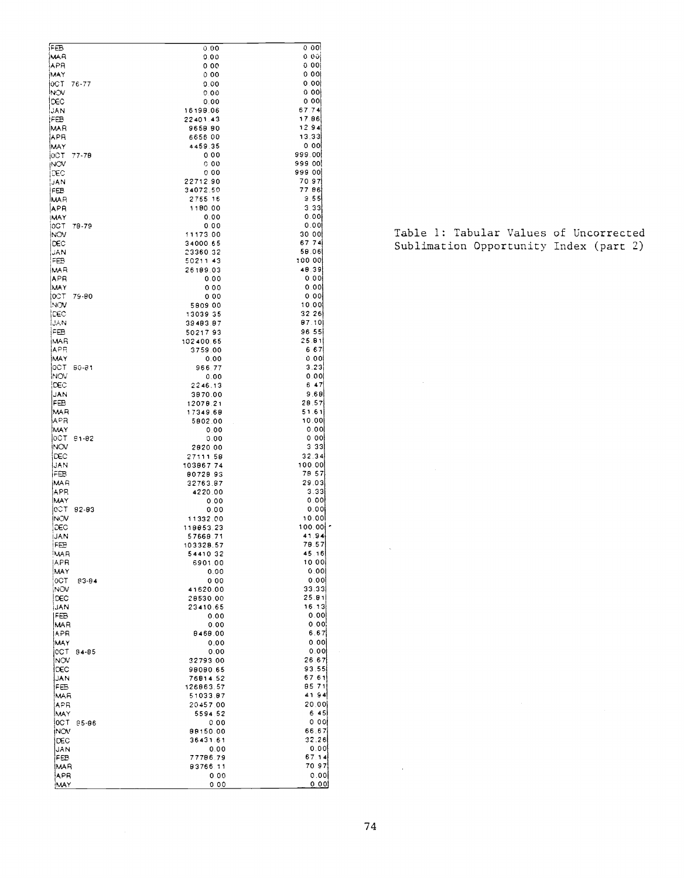Table 1: Tabular Values of Uncorrected Sublimation Opportunity Index (part 2)

| | | |
|---|---|---|
| FEB | 0.00 | 0.00 |
| MAR | 0.00 | 0.00 |
| APR | 0.00 | 0.00 |
| MAY | 0.00 | 0.00 |
| OCT 76-77 | 0.00 | 0.00 |
| NOV | 0.00 | 0.00 |
| DEC | 0.00 | 0.00 |
| JAN | 16199.06 | 67.74 |
| FEB | 22401.43 | 17.86 |
| MAR | 9659.90 | 12.94 |
| APR | 6656.00 | 13.33 |
| MAY | 4459.35 | 0.00 |
| OCT 77-78 | 0.00 | 999.00 |
| NOV | 0.00 | 999.00 |
| DEC | 0.00 | 999.00 |
| JAN | 22712.90 | 70.97 |
| FEB | 34072.50 | 77.86 |
| MAR | 2755.16 | 9.55 |
| APR | 1180.00 | 3.33 |
| MAY | 0.00 | 0.00 |
| OCT 78-79 | 0.00 | 0.00 |
| NOV | 11173.00 | 30.00 |
| DEC | 34000.65 | 67.74 |
| JAN | 23360.32 | 58.06 |
| FEB | 50211.43 | 100.00 |
| MAR | 26189.03 | 48.39 |
| APR | 0.00 | 0.00 |
| MAY | 0.00 | 0.00 |
| OCT 79-80 | 0.00 | 0.00 |
| NOV | 5809.00 | 10.00 |
| DEC | 13039.35 | 32.26 |
| JAN | 39483.87 | 87.10 |
| FEB | 50217.93 | 96.55 |
| MAR | 102400.65 | 25.81 |
| APR | 3759.00 | 6.67 |
| MAY | 0.00 | 0.00 |
| OCT 80-81 | 966.77 | 3.23 |
| NOV | 0.00 | 0.00 |
| DEC | 2246.13 | 6.47 |
| JAN | 3870.00 | 9.68 |
| FEB | 12078.21 | 28.57 |
| MAR | 17349.68 | 51.61 |
| APR | 5802.00 | 10.00 |
| MAY | 0.00 | 0.00 |
| OCT 81-82 | 0.00 | 0.00 |
| NOV | 2820.00 | 3.33 |
| DEC | 27111.58 | 32.34 |
| JAN | 103867.74 | 100.00 |
| FEB | 80728.93 | 78.57 |
| MAR | 32763.87 | 29.03 |
| APR | 4220.00 | 3.33 |
| MAY | 0.00 | 0.00 |
| OCT 82-83 | 0.00 | 0.00 |
| NOV | 11332.00 | 10.00 |
| DEC | 119853.23 | 100.00 |
| JAN | 57668.71 | 41.94 |
| FEB | 103328.57 | 78.57 |
| MAR | 54410.32 | 45.16 |
| APR | 6901.00 | 10.00 |
| MAY | 0.00 | 0.00 |
| OCT 83-84 | 0.00 | 0.00 |
| NOV | 41620.00 | 33.33 |
| DEC | 28530.00 | 25.81 |
| JAN | 23410.65 | 16.13 |
| FEB | 0.00 | 0.00 |
| MAR | 0.00 | 0.00 |
| APR | 8469.00 | 6.67 |
| MAY | 0.00 | 0.00 |
| OCT 84-85 | 0.00 | 0.00 |
| NOV | 32793.00 | 26.67 |
| DEC | 98080.65 | 93.55 |
| JAN | 76814.52 | 67.61 |
| FEB | 126863.57 | 85.71 |
| MAR | 51033.87 | 41.94 |
| APR | 20457.00 | 20.00 |
| MAY | 5594.52 | 6.45 |
| OCT 85-86 | 0.00 | 0.00 |
| NOV | 88150.00 | 66.67 |
| DEC | 36431.61 | 32.26 |
| JAN | 0.00 | 0.00 |
| FEB | 77786.79 | 67.14 |
| MAR | 83766.11 | 70.97 |
| APR | 0.00 | 0.00 |
| MAY | 0.00 | 0.00 |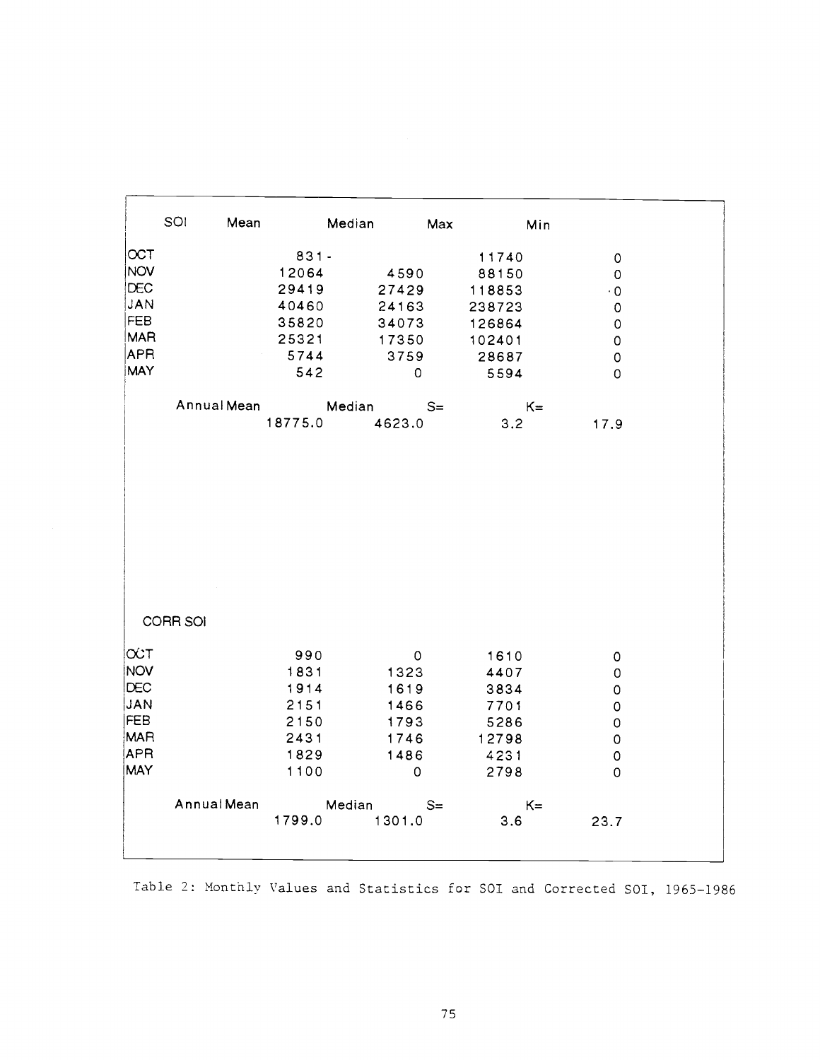| SOI | Mean | Median | Max | Min |
|---|---|---|---|---|
| OCT | 831- | | 11740 | 0 |
| NOV | 12064 | 4590 | 88150 | 0 |
| DEC | 29419 | 27429 | 118853 | ·0 |
| JAN | 40460 | 24163 | 238723 | 0 |
| FEB | 35820 | 34073 | 126864 | 0 |
| MAR | 25321 | 17350 | 102401 | 0 |
| APR | 5744 | 3759 | 28687 | 0 |
| MAY | 542 | 0 | 5594 | 0 |

| Annual Mean | Median | S= | K= |
|---|---|---|---|
| 18775.0 | 4623.0 | 3.2 | 17.9 |

| CORR SOI | | | | |
|---|---|---|---|---|
| OCT | 990 | 0 | 1610 | 0 |
| NOV | 1831 | 1323 | 4407 | 0 |
| DEC | 1914 | 1619 | 3834 | 0 |
| JAN | 2151 | 1466 | 7701 | 0 |
| FEB | 2150 | 1793 | 5286 | 0 |
| MAR | 2431 | 1746 | 12798 | 0 |
| APR | 1829 | 1486 | 4231 | 0 |
| MAY | 1100 | 0 | 2798 | 0 |

| Annual Mean | Median | S= | K= |
|---|---|---|---|
| 1799.0 | 1301.0 | 3.6 | 23.7 |

Table 2: Monthly Values and Statistics for SOI and Corrected SOI, 1965-1986